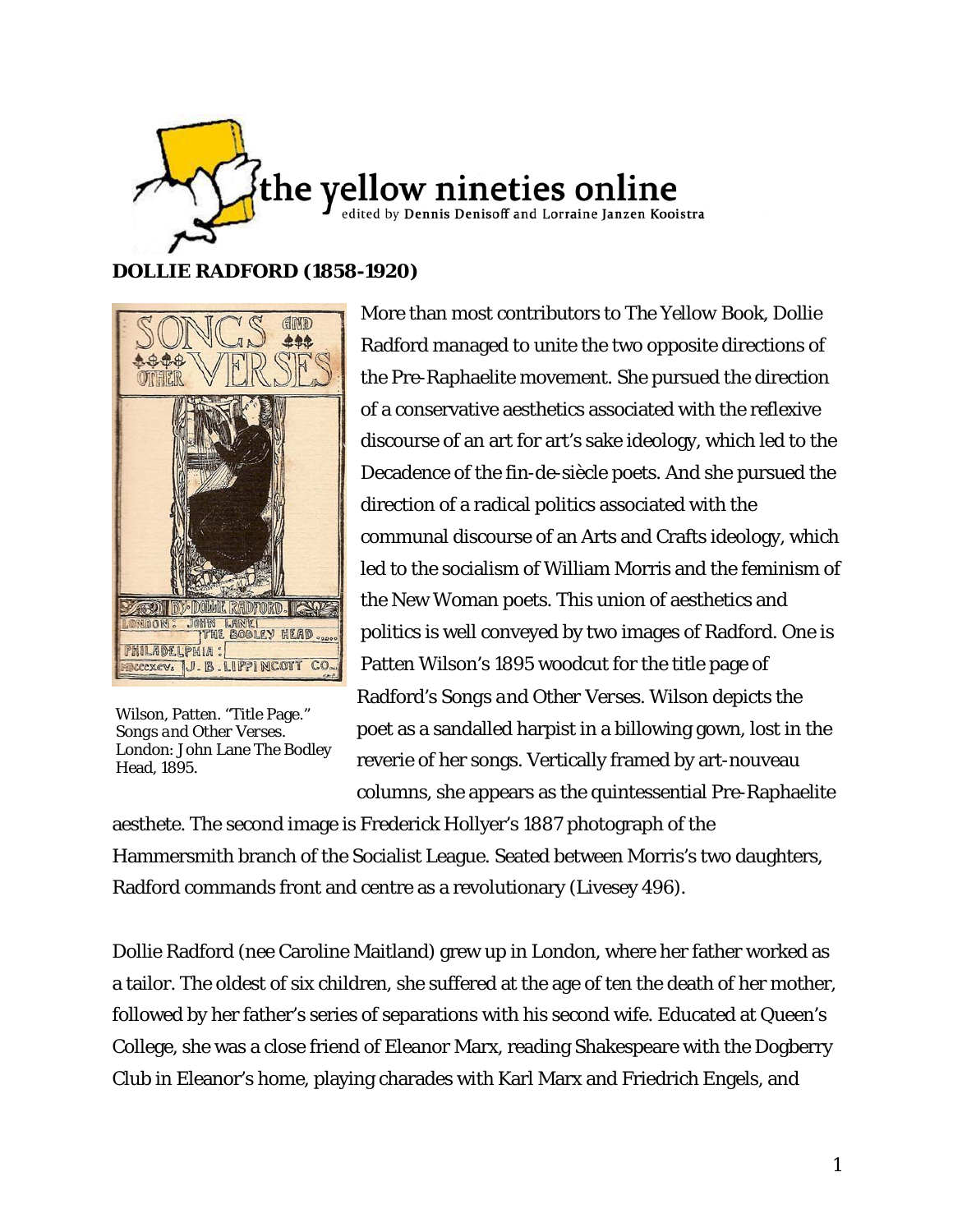# DOLLIE RADFORD (1858-1920)

Wilson, Patten. "Title Page." *Songs and Other Verses.* London: John Lane The Bodley Head, 1895.

More than most contributors to The Yellow Book, Dollie Radford managed to unite the two opposite directions of the Pre-Raphaelite movement. She pursued the direction of a conservative aesthetics associated with the reflexive discourse of an art for art's sake ideology, which led to the Decadence of the fin-de-siècle poets. And she pursued the direction of a radical politics associated with the communal discourse of an Arts and Crafts ideology, which led to the socialism of William Morris and the feminism of the New Woman poets. This union of aesthetics and politics is well conveyed by two images of Radford. One is Patten Wilson's 1895 woodcut for the title page of Radford's *Songs and Other Verses*. Wilson depicts the poet as a sandalled harpist in a billowing gown, lost in the reverie of her songs. Vertically framed by art-nouveau columns, she appears as the quintessential Pre-Raphaelite aesthete. The second image is Frederick Hollyer's 1887 photograph of the Hammersmith branch of the Socialist League. Seated between Morris's two daughters, Radford commands front and centre as a revolutionary (Livesey 496).

Dollie Radford (nee Caroline Maitland) grew up in London, where her father worked as a tailor. The oldest of six children, she suffered at the age of ten the death of her mother, followed by her father's series of separations with his second wife. Educated at Queen's College, she was a close friend of Eleanor Marx, reading Shakespeare with the Dogberry Club in Eleanor's home, playing charades with Karl Marx and Friedrich Engels, and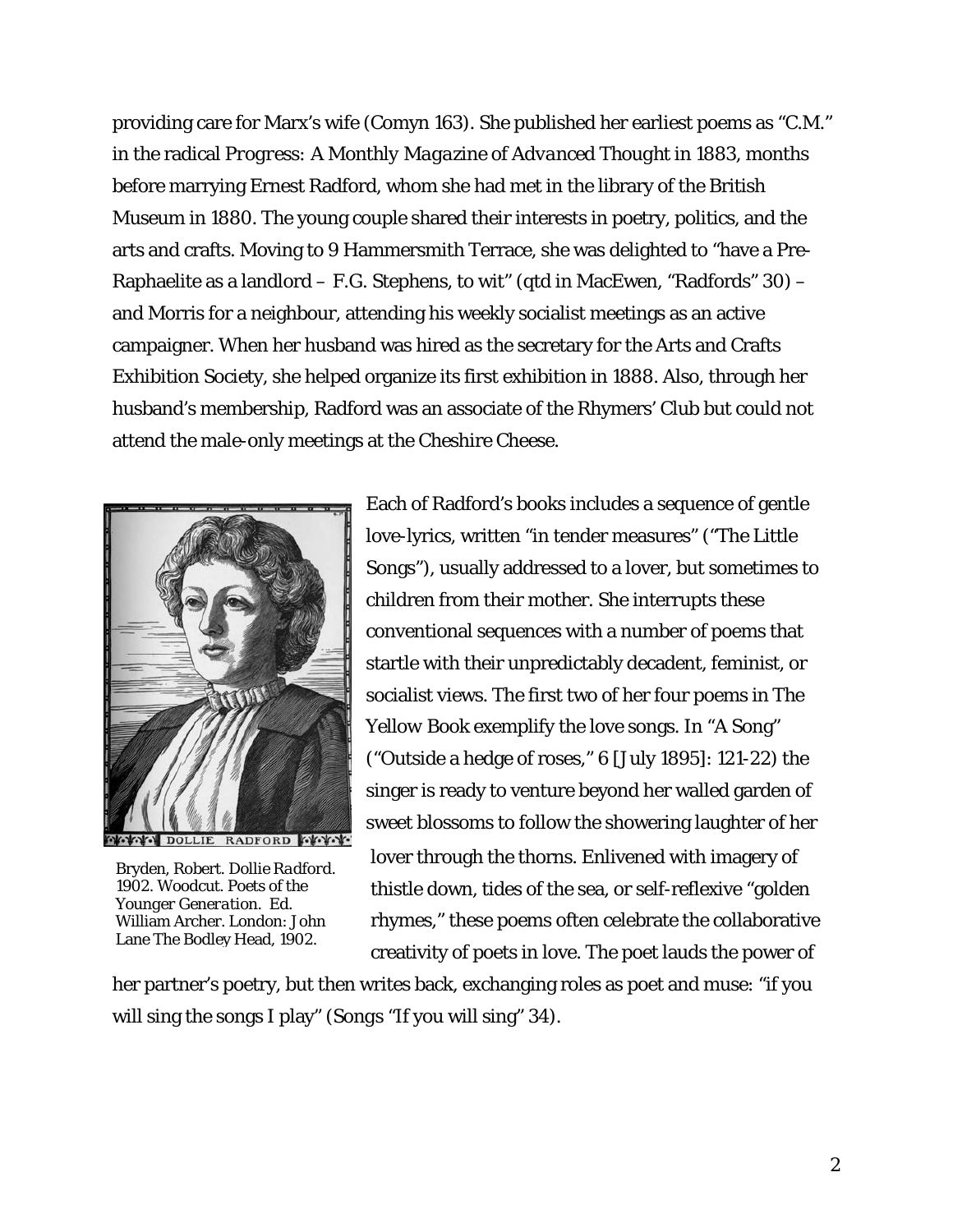providing care for Marx's wife (Comyn 163). She published her earliest poems as "C.M." in the radical *Progress: A Monthly Magazine of Advanced Thought* in 1883, months before marrying Ernest Radford, whom she had met in the library of the British Museum in 1880. The young couple shared their interests in poetry, politics, and the arts and crafts. Moving to 9 Hammersmith Terrace, she was delighted to "have a Pre-Raphaelite as a landlord – F.G. Stephens, to wit" (qtd in MacEwen, "Radfords" 30) – and Morris for a neighbour, attending his weekly socialist meetings as an active campaigner. When her husband was hired as the secretary for the Arts and Crafts Exhibition Society, she helped organize its first exhibition in 1888. Also, through her husband's membership, Radford was an associate of the Rhymers' Club but could not attend the male-only meetings at the Cheshire Cheese.

DOLLIE RADFORD

Bryden, Robert. *Dollie Radford*. 1902. Woodcut. *Poets of the Younger Generation*. Ed. William Archer. London: John Lane The Bodley Head, 1902.

Each of Radford's books includes a sequence of gentle love-lyrics, written "in tender measures" ("The Little Songs"), usually addressed to a lover, but sometimes to children from their mother. She interrupts these conventional sequences with a number of poems that startle with their unpredictably decadent, feminist, or socialist views. The first two of her four poems in The Yellow Book exemplify the love songs. In "A Song" ("Outside a hedge of roses," 6 [July 1895]: 121-22) the singer is ready to venture beyond her walled garden of sweet blossoms to follow the showering laughter of her lover through the thorns. Enlivened with imagery of thistle down, tides of the sea, or self-reflexive "golden rhymes," these poems often celebrate the collaborative creativity of poets in love. The poet lauds the power of her partner's poetry, but then writes back, exchanging roles as poet and muse: "if you will sing the songs I play" (*Songs* "If you will sing" 34).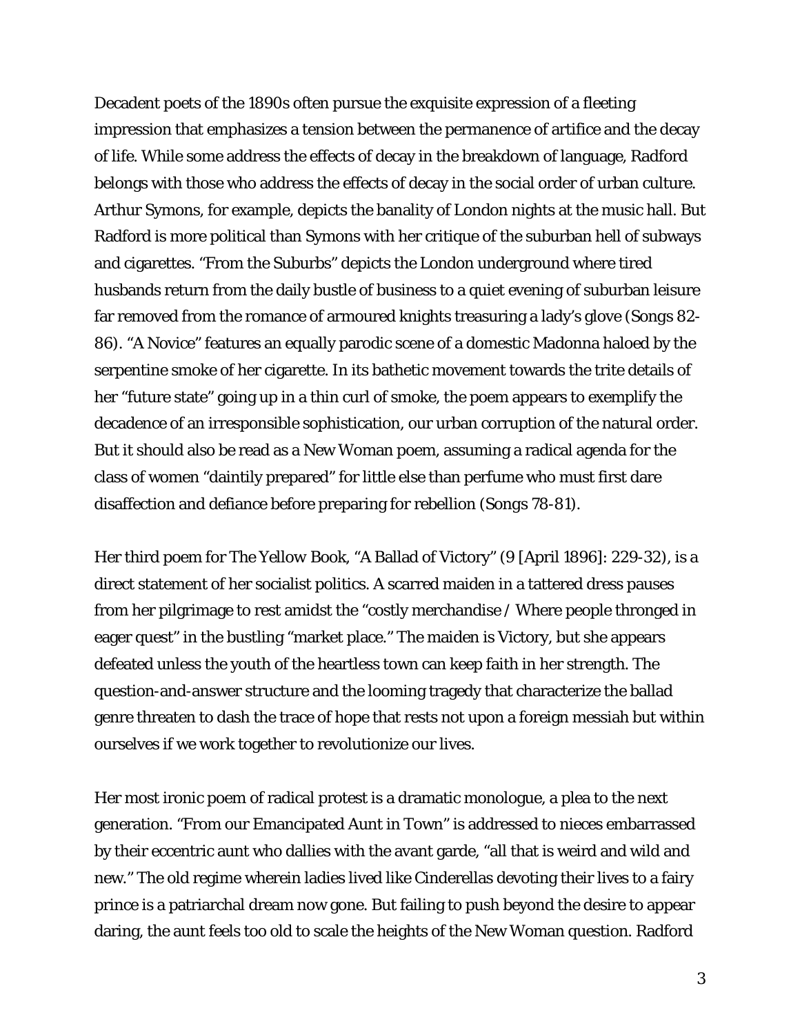Decadent poets of the 1890s often pursue the exquisite expression of a fleeting impression that emphasizes a tension between the permanence of artifice and the decay of life. While some address the effects of decay in the breakdown of language, Radford belongs with those who address the effects of decay in the social order of urban culture. Arthur Symons, for example, depicts the banality of London nights at the music hall. But Radford is more political than Symons with her critique of the suburban hell of subways and cigarettes. "From the Suburbs" depicts the London underground where tired husbands return from the daily bustle of business to a quiet evening of suburban leisure far removed from the romance of armoured knights treasuring a lady's glove (Songs 82-86). "A Novice" features an equally parodic scene of a domestic Madonna haloed by the serpentine smoke of her cigarette. In its bathetic movement towards the trite details of her "future state" going up in a thin curl of smoke, the poem appears to exemplify the decadence of an irresponsible sophistication, our urban corruption of the natural order. But it should also be read as a New Woman poem, assuming a radical agenda for the class of women "daintily prepared" for little else than perfume who must first dare disaffection and defiance before preparing for rebellion (Songs 78-81).

Her third poem for The Yellow Book, "A Ballad of Victory" (9 [April 1896]: 229-32), is a direct statement of her socialist politics. A scarred maiden in a tattered dress pauses from her pilgrimage to rest amidst the "costly merchandise / Where people thronged in eager quest" in the bustling "market place." The maiden is Victory, but she appears defeated unless the youth of the heartless town can keep faith in her strength. The question-and-answer structure and the looming tragedy that characterize the ballad genre threaten to dash the trace of hope that rests not upon a foreign messiah but within ourselves if we work together to revolutionize our lives.

Her most ironic poem of radical protest is a dramatic monologue, a plea to the next generation. "From our Emancipated Aunt in Town" is addressed to nieces embarrassed by their eccentric aunt who dallies with the avant garde, "all that is weird and wild and new." The old regime wherein ladies lived like Cinderellas devoting their lives to a fairy prince is a patriarchal dream now gone. But failing to push beyond the desire to appear daring, the aunt feels too old to scale the heights of the New Woman question. Radford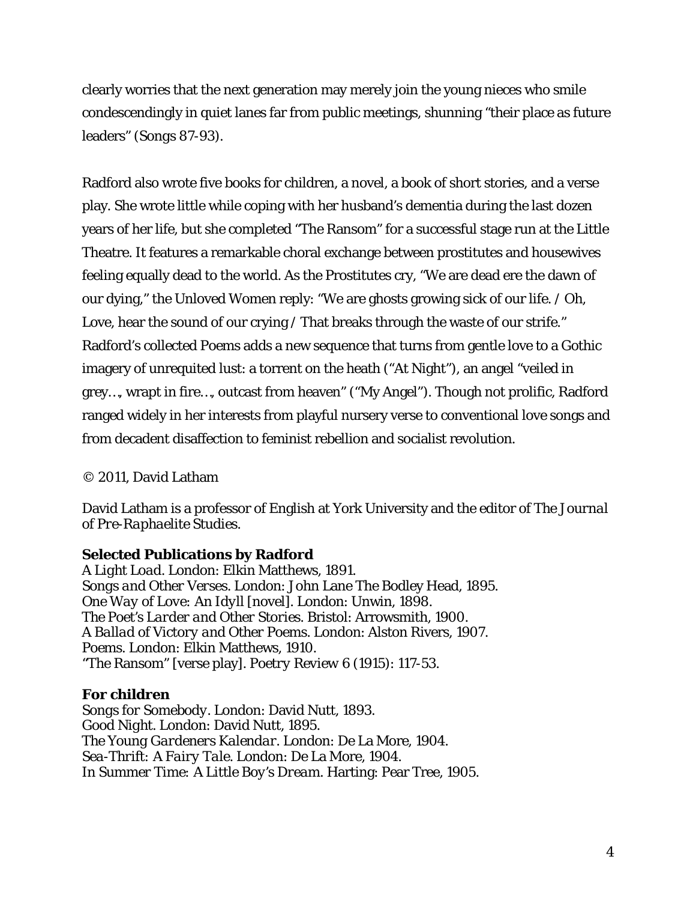clearly worries that the next generation may merely join the young nieces who smile condescendingly in quiet lanes far from public meetings, shunning "their place as future leaders" (Songs 87-93).

Radford also wrote five books for children, a novel, a book of short stories, and a verse play. She wrote little while coping with her husband's dementia during the last dozen years of her life, but she completed "The Ransom" for a successful stage run at the Little Theatre. It features a remarkable choral exchange between prostitutes and housewives feeling equally dead to the world. As the Prostitutes cry, "We are dead ere the dawn of our dying," the Unloved Women reply: "We are ghosts growing sick of our life. / Oh, Love, hear the sound of our crying / That breaks through the waste of our strife." Radford's collected Poems adds a new sequence that turns from gentle love to a Gothic imagery of unrequited lust: a torrent on the heath ("At Night"), an angel "veiled in grey…, wrapt in fire…, outcast from heaven" ("My Angel"). Though not prolific, Radford ranged widely in her interests from playful nursery verse to conventional love songs and from decadent disaffection to feminist rebellion and socialist revolution.

© 2011, David Latham

David Latham is a professor of English at York University and the editor of *The Journal of Pre-Raphaelite Studies*.

**Selected Publications by Radford**

*A Light Load*. London: Elkin Matthews, 1891.
*Songs and Other Verses*. London: John Lane The Bodley Head, 1895.
*One Way of Love: An Idyll* [novel]. London: Unwin, 1898.
*The Poet's Larder and Other Stories*. Bristol: Arrowsmith, 1900.
*A Ballad of Victory and Other Poems*. London: Alston Rivers, 1907.
*Poems*. London: Elkin Matthews, 1910.
"The Ransom" [verse play]. *Poetry Review* 6 (1915): 117-53.

**For children**

*Songs for Somebody*. London: David Nutt, 1893.
*Good Night*. London: David Nutt, 1895.
*The Young Gardeners Kalendar*. London: De La More, 1904.
*Sea-Thrift: A Fairy Tale*. London: De La More, 1904.
*In Summer Time: A Little Boy's Dream*. Harting: Pear Tree, 1905.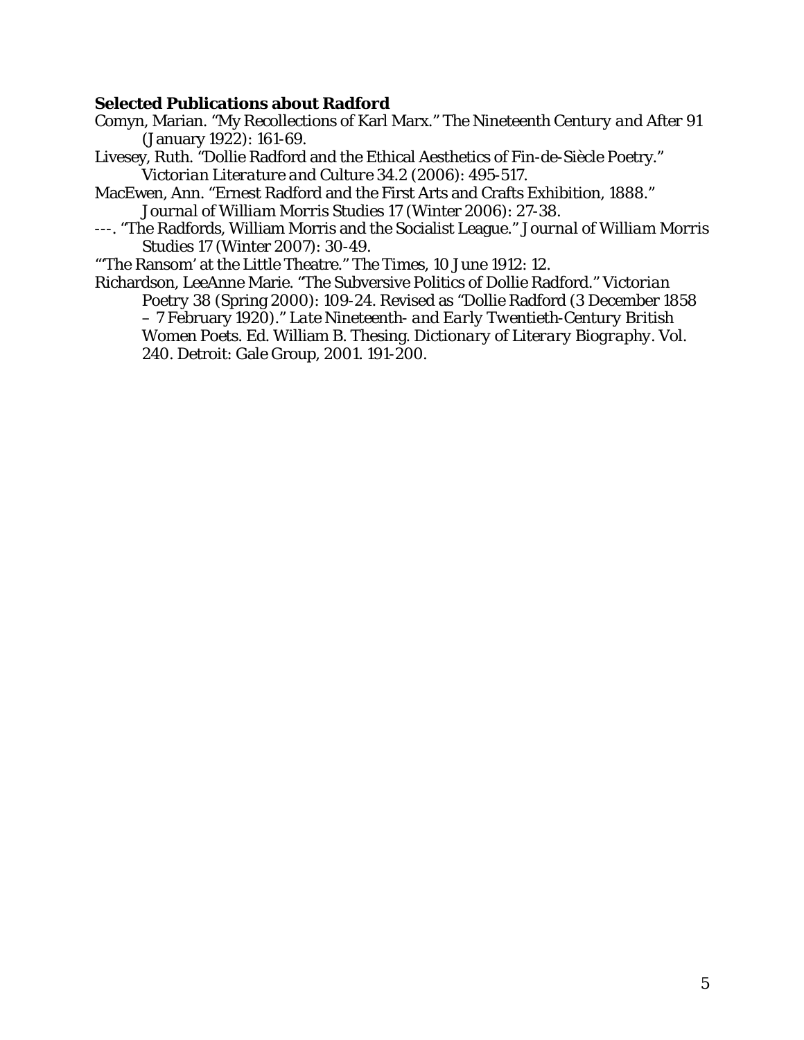**Selected Publications about Radford**

Comyn, Marian. "My Recollections of Karl Marx." The Nineteenth Century *and After* 91 (January 1922): 161-69.

Livesey, Ruth. "Dollie Radford and the Ethical Aesthetics of Fin-de-Siècle Poetry." *Victorian Literature and Culture* 34.2 (2006): 495-517.

MacEwen, Ann. "Ernest Radford and the First Arts and Crafts Exhibition, 1888." *Journal of William Morris Studies* 17 (Winter 2006): 27-38.

---. "The Radfords, William Morris and the Socialist League." *Journal of William Morris Studies* 17 (Winter 2007): 30-49.

"'The Ransom' at the Little Theatre." The Times, 10 June 1912: 12.

Richardson, LeeAnne Marie. "The Subversive Politics of Dollie Radford." *Victorian Poetry* 38 (Spring 2000): 109-24. Revised as "Dollie Radford (3 December 1858 – 7 February 1920)." *Late Nineteenth- and Early Twentieth-Century British Women Poets*. Ed. William B. Thesing. *Dictionary of Literary Biography*. Vol. 240. Detroit: Gale Group, 2001. 191-200.